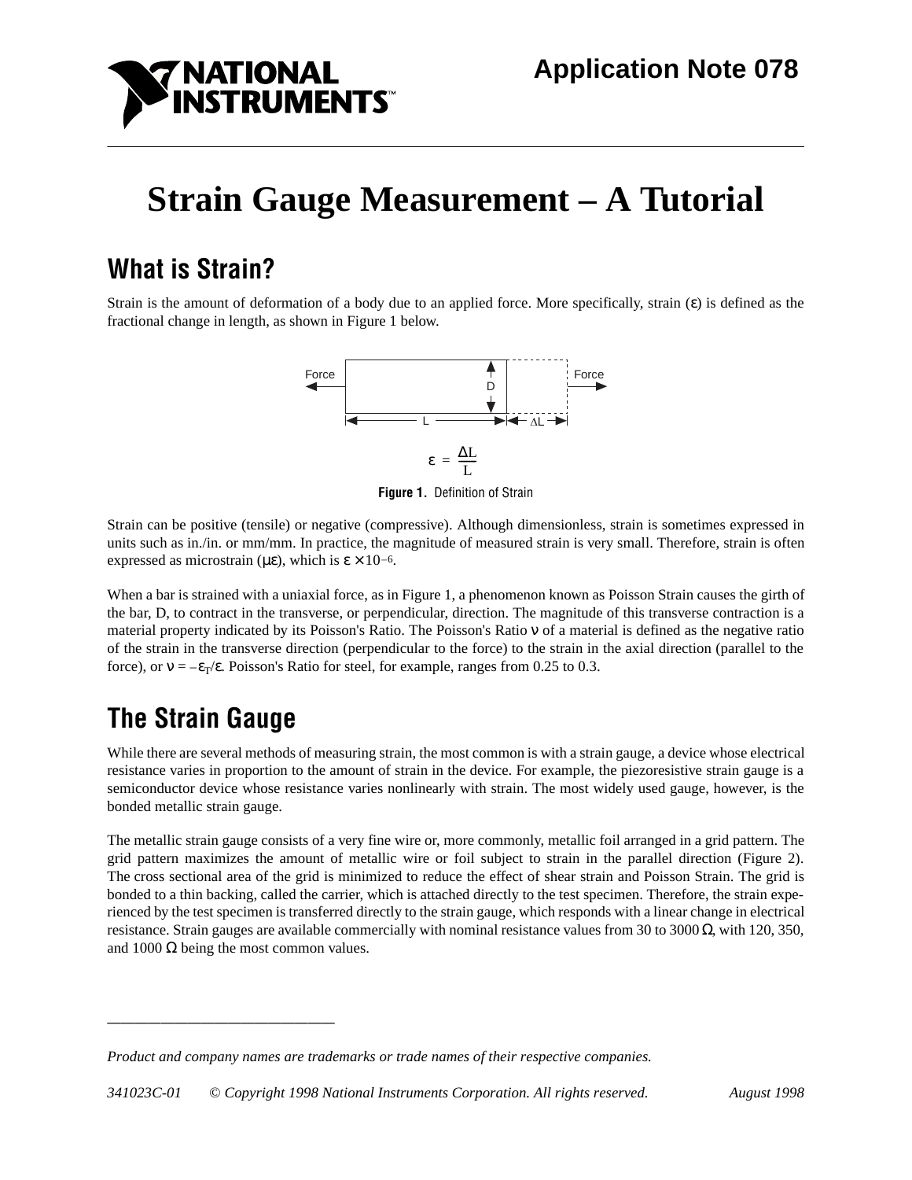**Application Note 078**

# Strain Gauge Measurement – A Tutorial

## What is Strain?

Strain is the amount of deformation of a body due to an applied force. More specifically, strain ($\varepsilon$) is defined as the fractional change in length, as shown in Figure 1 below.

Force

Force

D

L

ΔL

$$\varepsilon = \frac{\Delta L}{L}$$

**Figure 1.** Definition of Strain

Strain can be positive (tensile) or negative (compressive). Although dimensionless, strain is sometimes expressed in units such as in./in. or mm/mm. In practice, the magnitude of measured strain is very small. Therefore, strain is often expressed as microstrain ($\mu\varepsilon$), which is $\varepsilon \times 10^{-6}$.

When a bar is strained with a uniaxial force, as in Figure 1, a phenomenon known as Poisson Strain causes the girth of the bar, D, to contract in the transverse, or perpendicular, direction. The magnitude of this transverse contraction is a material property indicated by its Poisson's Ratio. The Poisson's Ratio $\nu$ of a material is defined as the negative ratio of the strain in the transverse direction (perpendicular to the force) to the strain in the axial direction (parallel to the force), or $\nu = -\varepsilon_T/\varepsilon$. Poisson's Ratio for steel, for example, ranges from 0.25 to 0.3.

## The Strain Gauge

While there are several methods of measuring strain, the most common is with a strain gauge, a device whose electrical resistance varies in proportion to the amount of strain in the device. For example, the piezoresistive strain gauge is a semiconductor device whose resistance varies nonlinearly with strain. The most widely used gauge, however, is the bonded metallic strain gauge.

The metallic strain gauge consists of a very fine wire or, more commonly, metallic foil arranged in a grid pattern. The grid pattern maximizes the amount of metallic wire or foil subject to strain in the parallel direction (Figure 2). The cross sectional area of the grid is minimized to reduce the effect of shear strain and Poisson Strain. The grid is bonded to a thin backing, called the carrier, which is attached directly to the test specimen. Therefore, the strain experienced by the test specimen is transferred directly to the strain gauge, which responds with a linear change in electrical resistance. Strain gauges are available commercially with nominal resistance values from 30 to 3000 Ω, with 120, 350, and 1000 Ω being the most common values.

---

*Product and company names are trademarks or trade names of their respective companies.*

*341023C-01 © Copyright 1998 National Instruments Corporation. All rights reserved. August 1998*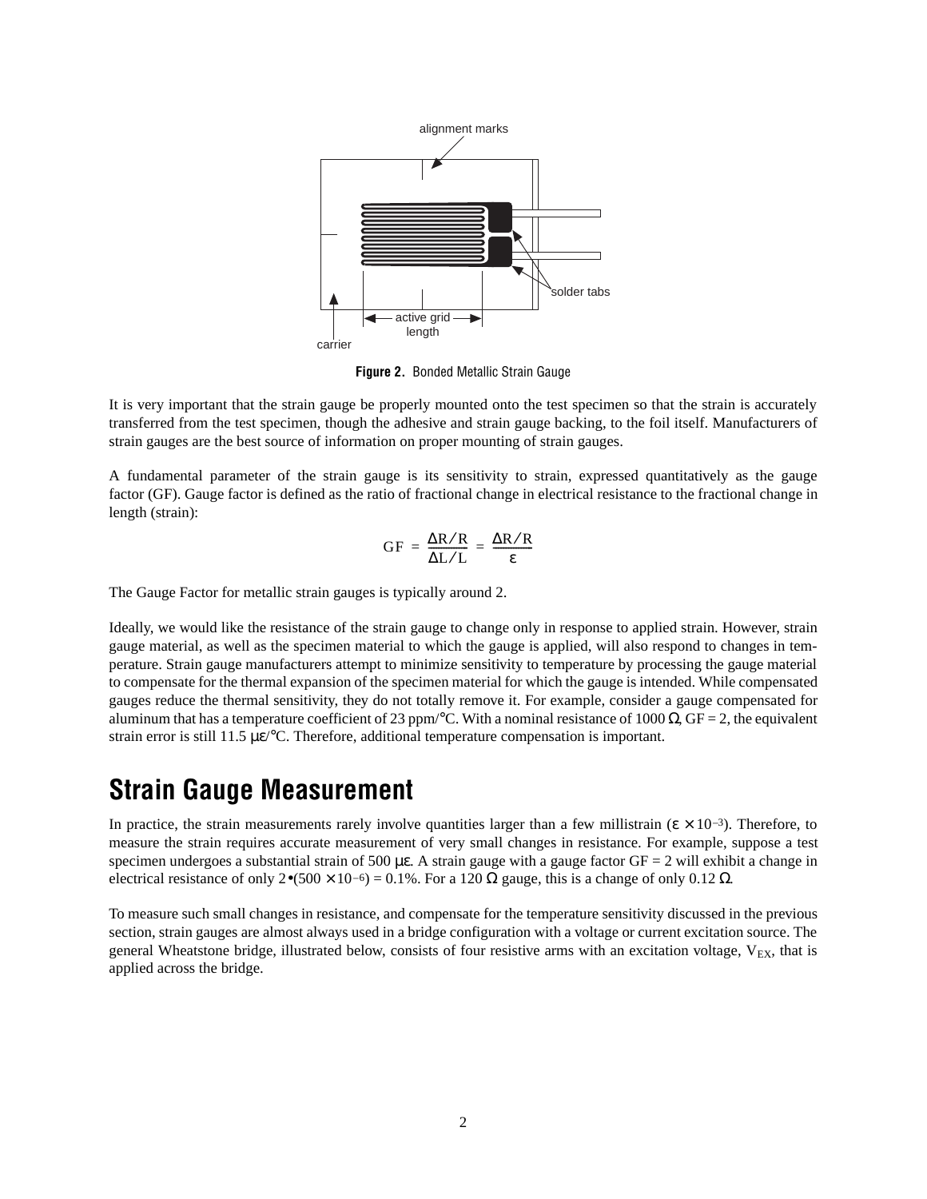alignment marks

solder tabs

active grid length

carrier

**Figure 2.** Bonded Metallic Strain Gauge

It is very important that the strain gauge be properly mounted onto the test specimen so that the strain is accurately transferred from the test specimen, though the adhesive and strain gauge backing, to the foil itself. Manufacturers of strain gauges are the best source of information on proper mounting of strain gauges.

A fundamental parameter of the strain gauge is its sensitivity to strain, expressed quantitatively as the gauge factor (GF). Gauge factor is defined as the ratio of fractional change in electrical resistance to the fractional change in length (strain):

$$GF = \frac{\Delta R/R}{\Delta L/L} = \frac{\Delta R/R}{\varepsilon}$$

The Gauge Factor for metallic strain gauges is typically around 2.

Ideally, we would like the resistance of the strain gauge to change only in response to applied strain. However, strain gauge material, as well as the specimen material to which the gauge is applied, will also respond to changes in temperature. Strain gauge manufacturers attempt to minimize sensitivity to temperature by processing the gauge material to compensate for the thermal expansion of the specimen material for which the gauge is intended. While compensated gauges reduce the thermal sensitivity, they do not totally remove it. For example, consider a gauge compensated for aluminum that has a temperature coefficient of 23 ppm/°C. With a nominal resistance of 1000 Ω, GF = 2, the equivalent strain error is still 11.5 με/°C. Therefore, additional temperature compensation is important.

## Strain Gauge Measurement

In practice, the strain measurements rarely involve quantities larger than a few millistrain ($\varepsilon \times 10^{-3}$). Therefore, to measure the strain requires accurate measurement of very small changes in resistance. For example, suppose a test specimen undergoes a substantial strain of 500 με. A strain gauge with a gauge factor GF = 2 will exhibit a change in electrical resistance of only $2 \bullet (500 \times 10^{-6}) = 0.1\%$. For a 120 Ω gauge, this is a change of only 0.12 Ω.

To measure such small changes in resistance, and compensate for the temperature sensitivity discussed in the previous section, strain gauges are almost always used in a bridge configuration with a voltage or current excitation source. The general Wheatstone bridge, illustrated below, consists of four resistive arms with an excitation voltage, $V_{EX}$, that is applied across the bridge.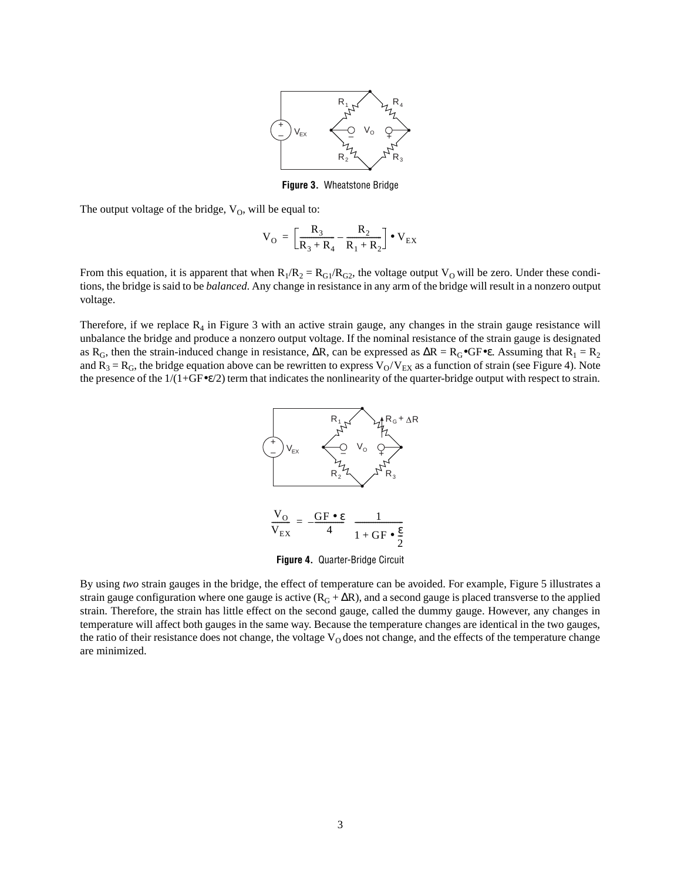Figure 3. Wheatstone Bridge

The output voltage of the bridge, $V_O$, will be equal to:

$$V_O = \left[\frac{R_3}{R_3 + R_4} - \frac{R_2}{R_1 + R_2}\right] \bullet V_{EX}$$

From this equation, it is apparent that when $R_1/R_2 = R_{G1}/R_{G2}$, the voltage output $V_O$ will be zero. Under these conditions, the bridge is said to be *balanced*. Any change in resistance in any arm of the bridge will result in a nonzero output voltage.

Therefore, if we replace $R_4$ in Figure 3 with an active strain gauge, any changes in the strain gauge resistance will unbalance the bridge and produce a nonzero output voltage. If the nominal resistance of the strain gauge is designated as $R_G$, then the strain-induced change in resistance, $\Delta R$, can be expressed as $\Delta R = R_G \bullet GF \bullet \varepsilon$. Assuming that $R_1 = R_2$ and $R_3 = R_G$, the bridge equation above can be rewritten to express $V_O/V_{EX}$ as a function of strain (see Figure 4). Note the presence of the $1/(1+GF \bullet \varepsilon/2)$ term that indicates the nonlinearity of the quarter-bridge output with respect to strain.

$$\frac{V_O}{V_{EX}} = -\frac{GF \bullet \varepsilon}{4}\left(\frac{1}{1 + GF \bullet \frac{\varepsilon}{2}}\right)$$

Figure 4. Quarter-Bridge Circuit

By using *two* strain gauges in the bridge, the effect of temperature can be avoided. For example, Figure 5 illustrates a strain gauge configuration where one gauge is active ($R_G + \Delta R$), and a second gauge is placed transverse to the applied strain. Therefore, the strain has little effect on the second gauge, called the dummy gauge. However, any changes in temperature will affect both gauges in the same way. Because the temperature changes are identical in the two gauges, the ratio of their resistance does not change, the voltage $V_O$ does not change, and the effects of the temperature change are minimized.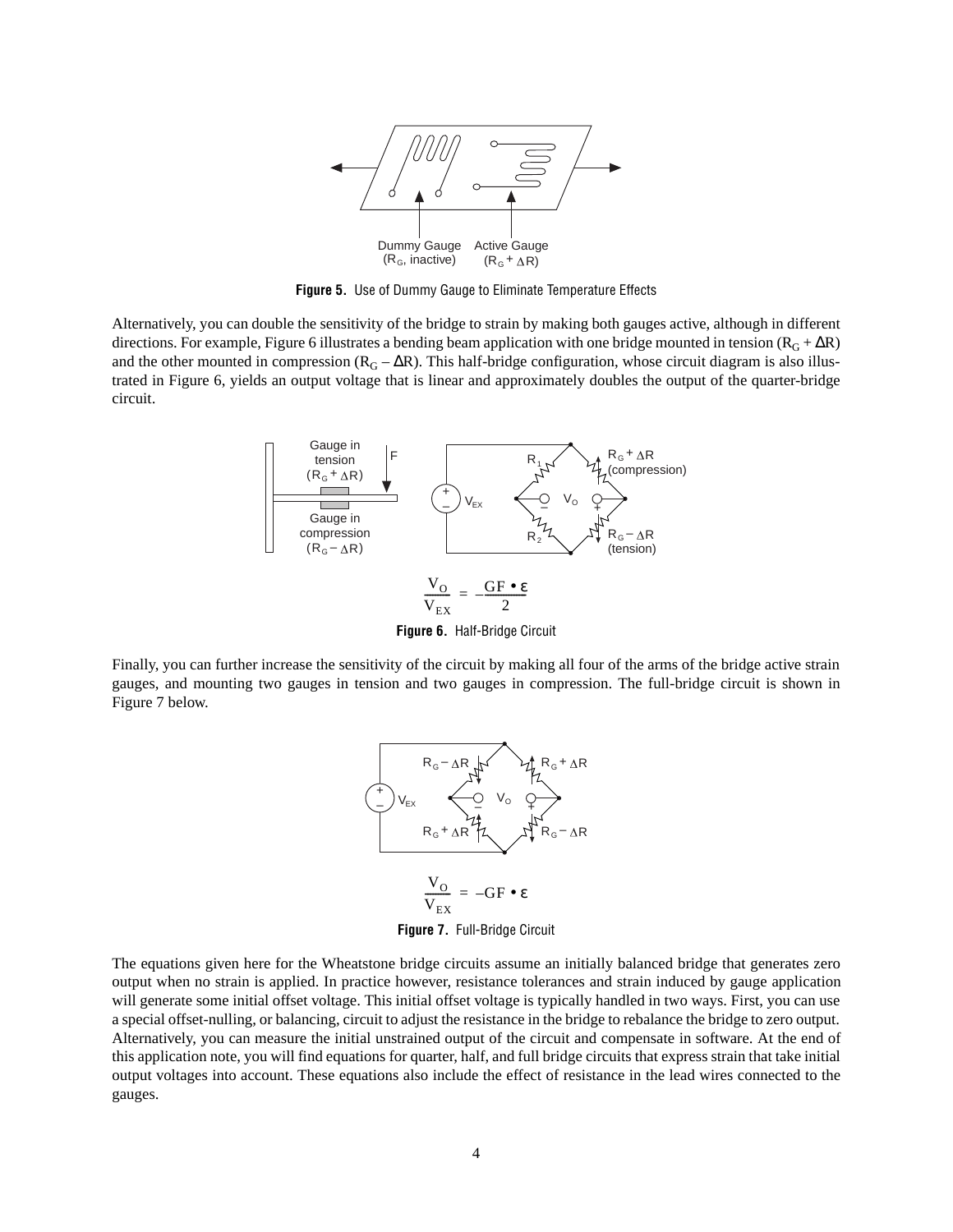Dummy Gauge ($R_G$, inactive)

Active Gauge ($R_G + \Delta R$)

**Figure 5.** Use of Dummy Gauge to Eliminate Temperature Effects

Alternatively, you can double the sensitivity of the bridge to strain by making both gauges active, although in different directions. For example, Figure 6 illustrates a bending beam application with one bridge mounted in tension ($R_G + \Delta R$) and the other mounted in compression ($R_G - \Delta R$). This half-bridge configuration, whose circuit diagram is also illustrated in Figure 6, yields an output voltage that is linear and approximately doubles the output of the quarter-bridge circuit.

Gauge in tension ($R_G + \Delta R$)

F

Gauge in compression ($R_G - \Delta R$)

$V_{EX}$

$R_1$

$R_2$

$V_O$

$R_G + \Delta R$ (compression)

$R_G - \Delta R$ (tension)

$$\frac{V_O}{V_{EX}} = -\frac{GF \bullet \varepsilon}{2}$$

**Figure 6.** Half-Bridge Circuit

Finally, you can further increase the sensitivity of the circuit by making all four of the arms of the bridge active strain gauges, and mounting two gauges in tension and two gauges in compression. The full-bridge circuit is shown in Figure 7 below.

$V_{EX}$

$R_G - \Delta R$

$R_G + \Delta R$

$V_O$

$R_G + \Delta R$

$R_G - \Delta R$

$$\frac{V_O}{V_{EX}} = -GF \bullet \varepsilon$$

**Figure 7.** Full-Bridge Circuit

The equations given here for the Wheatstone bridge circuits assume an initially balanced bridge that generates zero output when no strain is applied. In practice however, resistance tolerances and strain induced by gauge application will generate some initial offset voltage. This initial offset voltage is typically handled in two ways. First, you can use a special offset-nulling, or balancing, circuit to adjust the resistance in the bridge to rebalance the bridge to zero output. Alternatively, you can measure the initial unstrained output of the circuit and compensate in software. At the end of this application note, you will find equations for quarter, half, and full bridge circuits that express strain that take initial output voltages into account. These equations also include the effect of resistance in the lead wires connected to the gauges.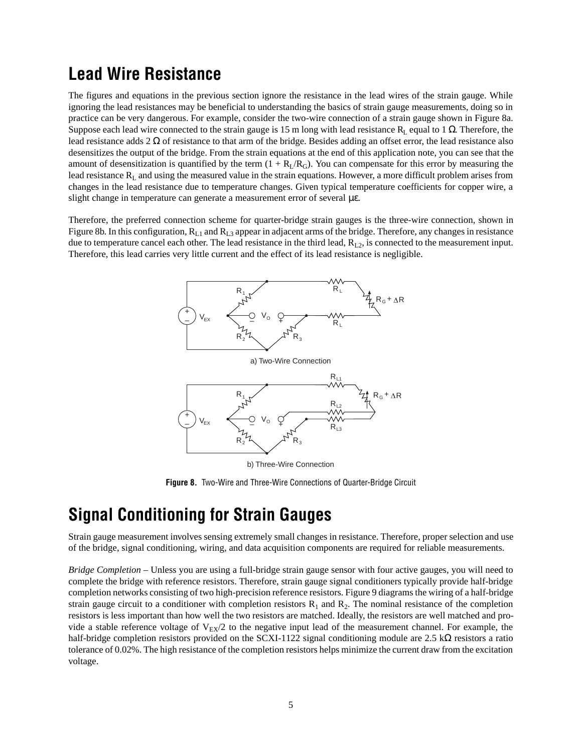# Lead Wire Resistance

The figures and equations in the previous section ignore the resistance in the lead wires of the strain gauge. While ignoring the lead resistances may be beneficial to understanding the basics of strain gauge measurements, doing so in practice can be very dangerous. For example, consider the two-wire connection of a strain gauge shown in Figure 8a. Suppose each lead wire connected to the strain gauge is 15 m long with lead resistance $R_L$ equal to 1 Ω. Therefore, the lead resistance adds 2 Ω of resistance to that arm of the bridge. Besides adding an offset error, the lead resistance also desensitizes the output of the bridge. From the strain equations at the end of this application note, you can see that the amount of desensitization is quantified by the term $(1 + R_L/R_G)$. You can compensate for this error by measuring the lead resistance $R_L$ and using the measured value in the strain equations. However, a more difficult problem arises from changes in the lead resistance due to temperature changes. Given typical temperature coefficients for copper wire, a slight change in temperature can generate a measurement error of several με.

Therefore, the preferred connection scheme for quarter-bridge strain gauges is the three-wire connection, shown in Figure 8b. In this configuration, $R_{L1}$ and $R_{L3}$ appear in adjacent arms of the bridge. Therefore, any changes in resistance due to temperature cancel each other. The lead resistance in the third lead, $R_{L2}$, is connected to the measurement input. Therefore, this lead carries very little current and the effect of its lead resistance is negligible.

R1
RL
RG + ΔR
VEX
VO
RL
R2
R3

a) Two-Wire Connection

RL1
R1
RG + ΔR
RL2
VEX
VO
RL3
R2
R3

b) Three-Wire Connection

**Figure 8.** Two-Wire and Three-Wire Connections of Quarter-Bridge Circuit

# Signal Conditioning for Strain Gauges

Strain gauge measurement involves sensing extremely small changes in resistance. Therefore, proper selection and use of the bridge, signal conditioning, wiring, and data acquisition components are required for reliable measurements.

*Bridge Completion* – Unless you are using a full-bridge strain gauge sensor with four active gauges, you will need to complete the bridge with reference resistors. Therefore, strain gauge signal conditioners typically provide half-bridge completion networks consisting of two high-precision reference resistors. Figure 9 diagrams the wiring of a half-bridge strain gauge circuit to a conditioner with completion resistors $R_1$ and $R_2$. The nominal resistance of the completion resistors is less important than how well the two resistors are matched. Ideally, the resistors are well matched and provide a stable reference voltage of $V_{EX}/2$ to the negative input lead of the measurement channel. For example, the half-bridge completion resistors provided on the SCXI-1122 signal conditioning module are 2.5 kΩ resistors a ratio tolerance of 0.02%. The high resistance of the completion resistors helps minimize the current draw from the excitation voltage.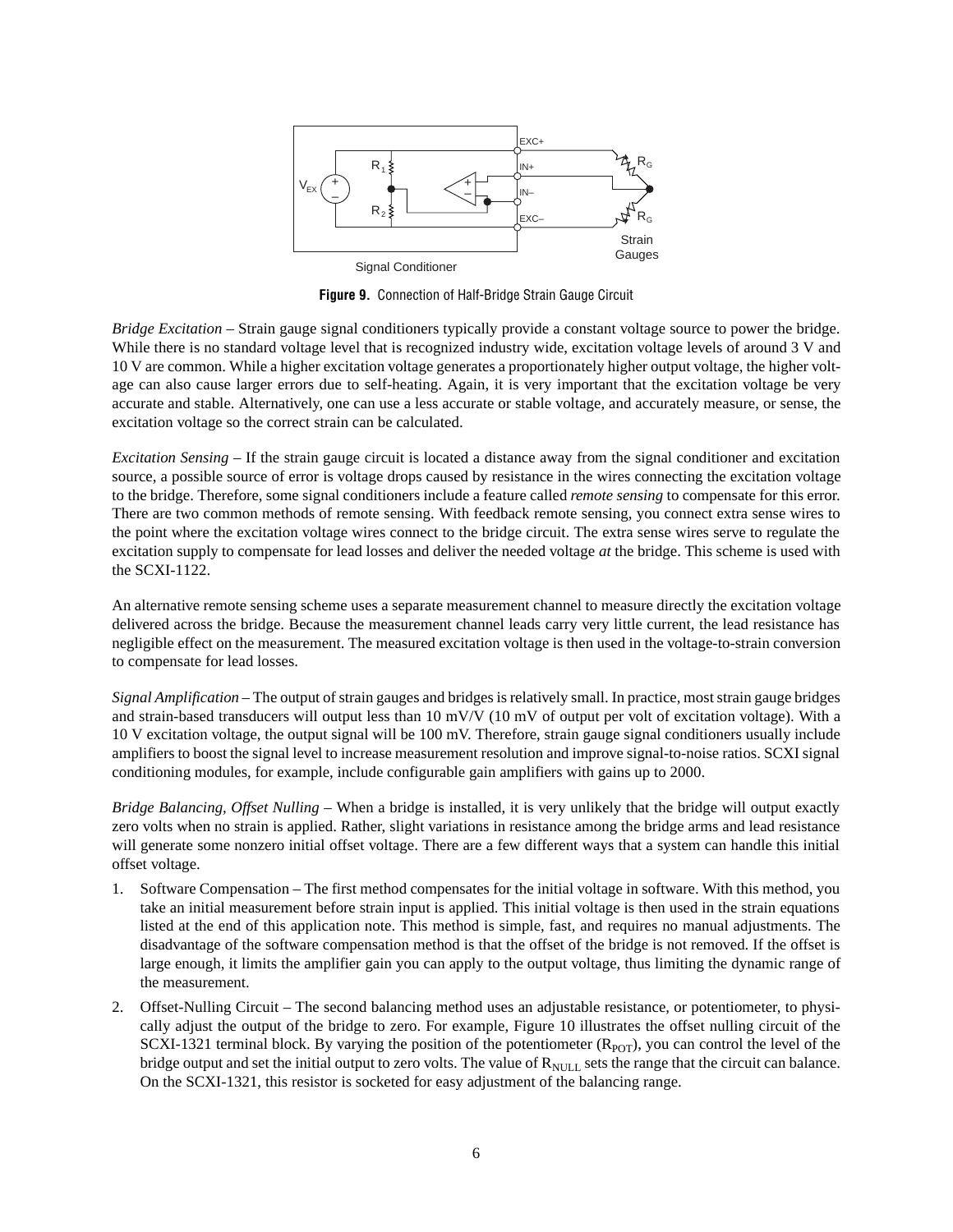EXC+

IN+

IN–

EXC–

$R_1$

$R_2$

$V_{EX}$

$R_G$

$R_G$

Strain Gauges

Signal Conditioner

**Figure 9.** Connection of Half-Bridge Strain Gauge Circuit

*Bridge Excitation* – Strain gauge signal conditioners typically provide a constant voltage source to power the bridge. While there is no standard voltage level that is recognized industry wide, excitation voltage levels of around 3 V and 10 V are common. While a higher excitation voltage generates a proportionately higher output voltage, the higher voltage can also cause larger errors due to self-heating. Again, it is very important that the excitation voltage be very accurate and stable. Alternatively, one can use a less accurate or stable voltage, and accurately measure, or sense, the excitation voltage so the correct strain can be calculated.

*Excitation Sensing* – If the strain gauge circuit is located a distance away from the signal conditioner and excitation source, a possible source of error is voltage drops caused by resistance in the wires connecting the excitation voltage to the bridge. Therefore, some signal conditioners include a feature called *remote sensing* to compensate for this error. There are two common methods of remote sensing. With feedback remote sensing, you connect extra sense wires to the point where the excitation voltage wires connect to the bridge circuit. The extra sense wires serve to regulate the excitation supply to compensate for lead losses and deliver the needed voltage *at* the bridge. This scheme is used with the SCXI-1122.

An alternative remote sensing scheme uses a separate measurement channel to measure directly the excitation voltage delivered across the bridge. Because the measurement channel leads carry very little current, the lead resistance has negligible effect on the measurement. The measured excitation voltage is then used in the voltage-to-strain conversion to compensate for lead losses.

*Signal Amplification* – The output of strain gauges and bridges is relatively small. In practice, most strain gauge bridges and strain-based transducers will output less than 10 mV/V (10 mV of output per volt of excitation voltage). With a 10 V excitation voltage, the output signal will be 100 mV. Therefore, strain gauge signal conditioners usually include amplifiers to boost the signal level to increase measurement resolution and improve signal-to-noise ratios. SCXI signal conditioning modules, for example, include configurable gain amplifiers with gains up to 2000.

*Bridge Balancing, Offset Nulling* – When a bridge is installed, it is very unlikely that the bridge will output exactly zero volts when no strain is applied. Rather, slight variations in resistance among the bridge arms and lead resistance will generate some nonzero initial offset voltage. There are a few different ways that a system can handle this initial offset voltage.

1. Software Compensation – The first method compensates for the initial voltage in software. With this method, you take an initial measurement before strain input is applied. This initial voltage is then used in the strain equations listed at the end of this application note. This method is simple, fast, and requires no manual adjustments. The disadvantage of the software compensation method is that the offset of the bridge is not removed. If the offset is large enough, it limits the amplifier gain you can apply to the output voltage, thus limiting the dynamic range of the measurement.
2. Offset-Nulling Circuit – The second balancing method uses an adjustable resistance, or potentiometer, to physically adjust the output of the bridge to zero. For example, Figure 10 illustrates the offset nulling circuit of the SCXI-1321 terminal block. By varying the position of the potentiometer ($R_{POT}$), you can control the level of the bridge output and set the initial output to zero volts. The value of $R_{NULL}$ sets the range that the circuit can balance. On the SCXI-1321, this resistor is socketed for easy adjustment of the balancing range.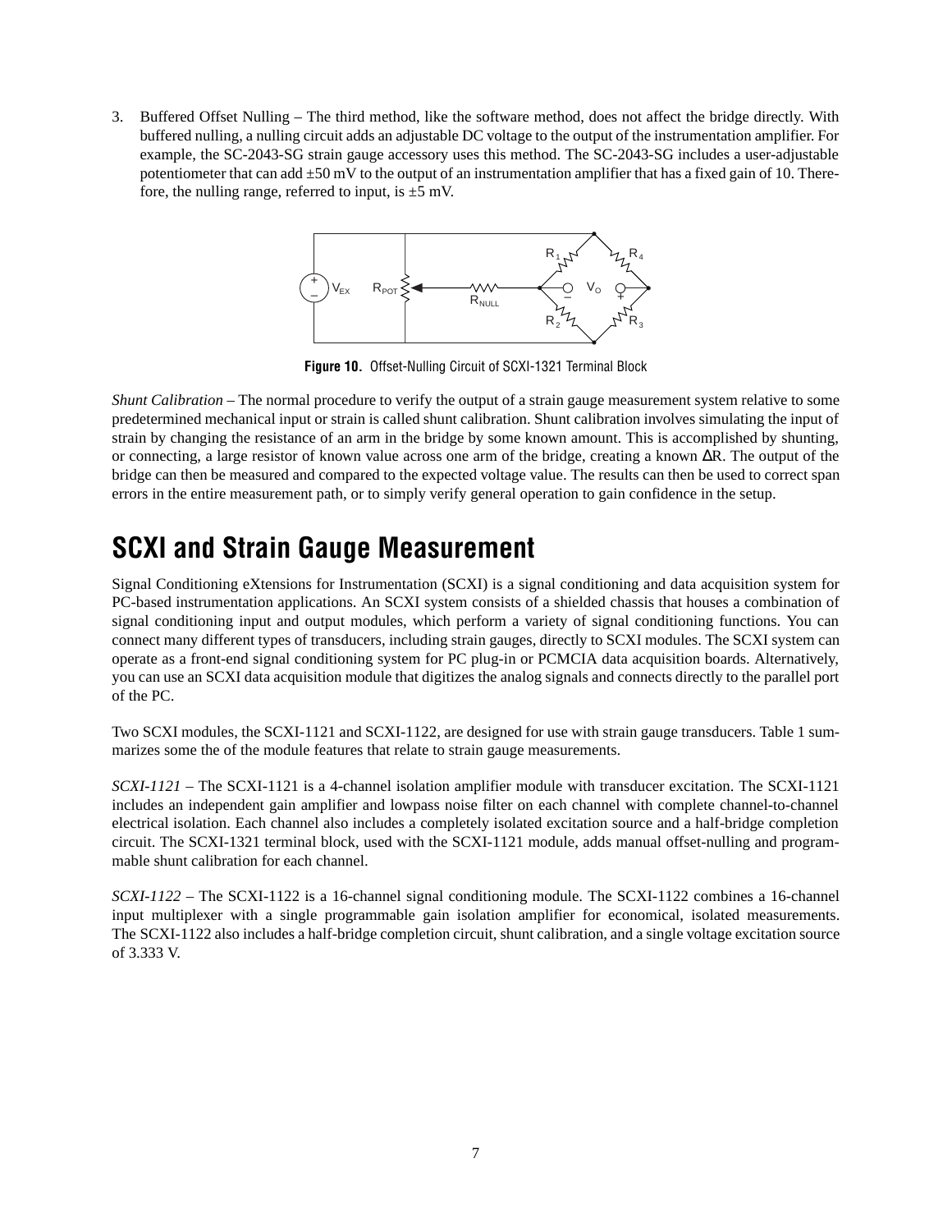3. Buffered Offset Nulling – The third method, like the software method, does not affect the bridge directly. With buffered nulling, a nulling circuit adds an adjustable DC voltage to the output of the instrumentation amplifier. For example, the SC-2043-SG strain gauge accessory uses this method. The SC-2043-SG includes a user-adjustable potentiometer that can add ±50 mV to the output of an instrumentation amplifier that has a fixed gain of 10. Therefore, the nulling range, referred to input, is ±5 mV.

$V_{EX}$
$R_{POT}$
$R_{NULL}$
$R_1$
$R_4$
$R_2$
$R_3$
$V_O$

**Figure 10.** Offset-Nulling Circuit of SCXI-1321 Terminal Block

*Shunt Calibration* – The normal procedure to verify the output of a strain gauge measurement system relative to some predetermined mechanical input or strain is called shunt calibration. Shunt calibration involves simulating the input of strain by changing the resistance of an arm in the bridge by some known amount. This is accomplished by shunting, or connecting, a large resistor of known value across one arm of the bridge, creating a known ΔR. The output of the bridge can then be measured and compared to the expected voltage value. The results can then be used to correct span errors in the entire measurement path, or to simply verify general operation to gain confidence in the setup.

# SCXI and Strain Gauge Measurement

Signal Conditioning eXtensions for Instrumentation (SCXI) is a signal conditioning and data acquisition system for PC-based instrumentation applications. An SCXI system consists of a shielded chassis that houses a combination of signal conditioning input and output modules, which perform a variety of signal conditioning functions. You can connect many different types of transducers, including strain gauges, directly to SCXI modules. The SCXI system can operate as a front-end signal conditioning system for PC plug-in or PCMCIA data acquisition boards. Alternatively, you can use an SCXI data acquisition module that digitizes the analog signals and connects directly to the parallel port of the PC.

Two SCXI modules, the SCXI-1121 and SCXI-1122, are designed for use with strain gauge transducers. Table 1 summarizes some the of the module features that relate to strain gauge measurements.

*SCXI-1121* – The SCXI-1121 is a 4-channel isolation amplifier module with transducer excitation. The SCXI-1121 includes an independent gain amplifier and lowpass noise filter on each channel with complete channel-to-channel electrical isolation. Each channel also includes a completely isolated excitation source and a half-bridge completion circuit. The SCXI-1321 terminal block, used with the SCXI-1121 module, adds manual offset-nulling and programmable shunt calibration for each channel.

*SCXI-1122* – The SCXI-1122 is a 16-channel signal conditioning module. The SCXI-1122 combines a 16-channel input multiplexer with a single programmable gain isolation amplifier for economical, isolated measurements. The SCXI-1122 also includes a half-bridge completion circuit, shunt calibration, and a single voltage excitation source of 3.333 V.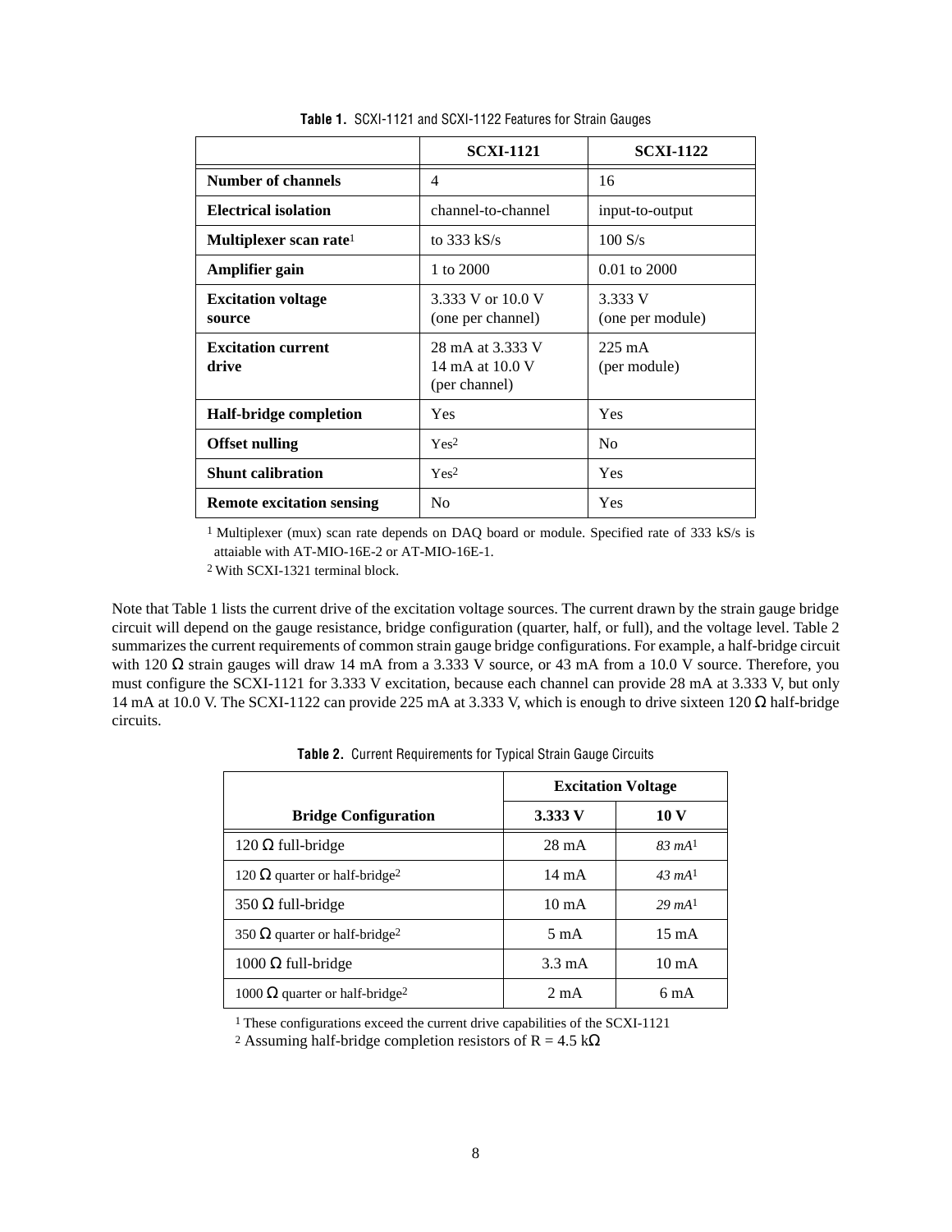**Table 1.** SCXI-1121 and SCXI-1122 Features for Strain Gauges

| | SCXI-1121 | SCXI-1122 |
|---|---|---|
| **Number of channels** | 4 | 16 |
| **Electrical isolation** | channel-to-channel | input-to-output |
| **Multiplexer scan rate**[1] | to 333 kS/s | 100 S/s |
| **Amplifier gain** | 1 to 2000 | 0.01 to 2000 |
| **Excitation voltage source** | 3.333 V or 10.0 V (one per channel) | 3.333 V (one per module) |
| **Excitation current drive** | 28 mA at 3.333 V 14 mA at 10.0 V (per channel) | 225 mA (per module) |
| **Half-bridge completion** | Yes | Yes |
| **Offset nulling** | Yes[2] | No |
| **Shunt calibration** | Yes[2] | Yes |
| **Remote excitation sensing** | No | Yes |

[1] Multiplexer (mux) scan rate depends on DAQ board or module. Specified rate of 333 kS/s is attaiable with AT-MIO-16E-2 or AT-MIO-16E-1.

[2] With SCXI-1321 terminal block.

Note that Table 1 lists the current drive of the excitation voltage sources. The current drawn by the strain gauge bridge circuit will depend on the gauge resistance, bridge configuration (quarter, half, or full), and the voltage level. Table 2 summarizes the current requirements of common strain gauge bridge configurations. For example, a half-bridge circuit with 120 Ω strain gauges will draw 14 mA from a 3.333 V source, or 43 mA from a 10.0 V source. Therefore, you must configure the SCXI-1121 for 3.333 V excitation, because each channel can provide 28 mA at 3.333 V, but only 14 mA at 10.0 V. The SCXI-1122 can provide 225 mA at 3.333 V, which is enough to drive sixteen 120 Ω half-bridge circuits.

**Table 2.** Current Requirements for Typical Strain Gauge Circuits

| | Excitation Voltage | |
|---|---|---|
| **Bridge Configuration** | **3.333 V** | **10 V** |
| 120 Ω full-bridge | 28 mA | *83 mA*[1] |
| 120 Ω quarter or half-bridge[2] | 14 mA | *43 mA*[1] |
| 350 Ω full-bridge | 10 mA | *29 mA*[1] |
| 350 Ω quarter or half-bridge[2] | 5 mA | 15 mA |
| 1000 Ω full-bridge | 3.3 mA | 10 mA |
| 1000 Ω quarter or half-bridge[2] | 2 mA | 6 mA |

[1] These configurations exceed the current drive capabilities of the SCXI-1121

[2] Assuming half-bridge completion resistors of R = 4.5 kΩ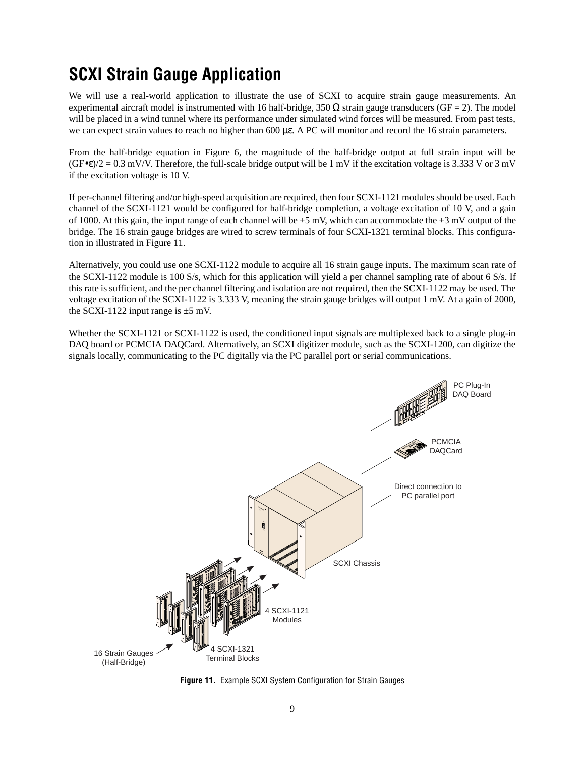## SCXI Strain Gauge Application

We will use a real-world application to illustrate the use of SCXI to acquire strain gauge measurements. An experimental aircraft model is instrumented with 16 half-bridge, 350 Ω strain gauge transducers (GF = 2). The model will be placed in a wind tunnel where its performance under simulated wind forces will be measured. From past tests, we can expect strain values to reach no higher than 600 $\mu\varepsilon$. A PC will monitor and record the 16 strain parameters.

From the half-bridge equation in Figure 6, the magnitude of the half-bridge output at full strain input will be $(GF \bullet \varepsilon)/2 = 0.3$ mV/V. Therefore, the full-scale bridge output will be 1 mV if the excitation voltage is 3.333 V or 3 mV if the excitation voltage is 10 V.

If per-channel filtering and/or high-speed acquisition are required, then four SCXI-1121 modules should be used. Each channel of the SCXI-1121 would be configured for half-bridge completion, a voltage excitation of 10 V, and a gain of 1000. At this gain, the input range of each channel will be ±5 mV, which can accommodate the ±3 mV output of the bridge. The 16 strain gauge bridges are wired to screw terminals of four SCXI-1321 terminal blocks. This configuration in illustrated in Figure 11.

Alternatively, you could use one SCXI-1122 module to acquire all 16 strain gauge inputs. The maximum scan rate of the SCXI-1122 module is 100 S/s, which for this application will yield a per channel sampling rate of about 6 S/s. If this rate is sufficient, and the per channel filtering and isolation are not required, then the SCXI-1122 may be used. The voltage excitation of the SCXI-1122 is 3.333 V, meaning the strain gauge bridges will output 1 mV. At a gain of 2000, the SCXI-1122 input range is ±5 mV.

Whether the SCXI-1121 or SCXI-1122 is used, the conditioned input signals are multiplexed back to a single plug-in DAQ board or PCMCIA DAQCard. Alternatively, an SCXI digitizer module, such as the SCXI-1200, can digitize the signals locally, communicating to the PC digitally via the PC parallel port or serial communications.

PC Plug-In DAQ Board

PCMCIA DAQCard

Direct connection to PC parallel port

SCXI Chassis

4 SCXI-1121 Modules

4 SCXI-1321 Terminal Blocks

16 Strain Gauges (Half-Bridge)

**Figure 11.** Example SCXI System Configuration for Strain Gauges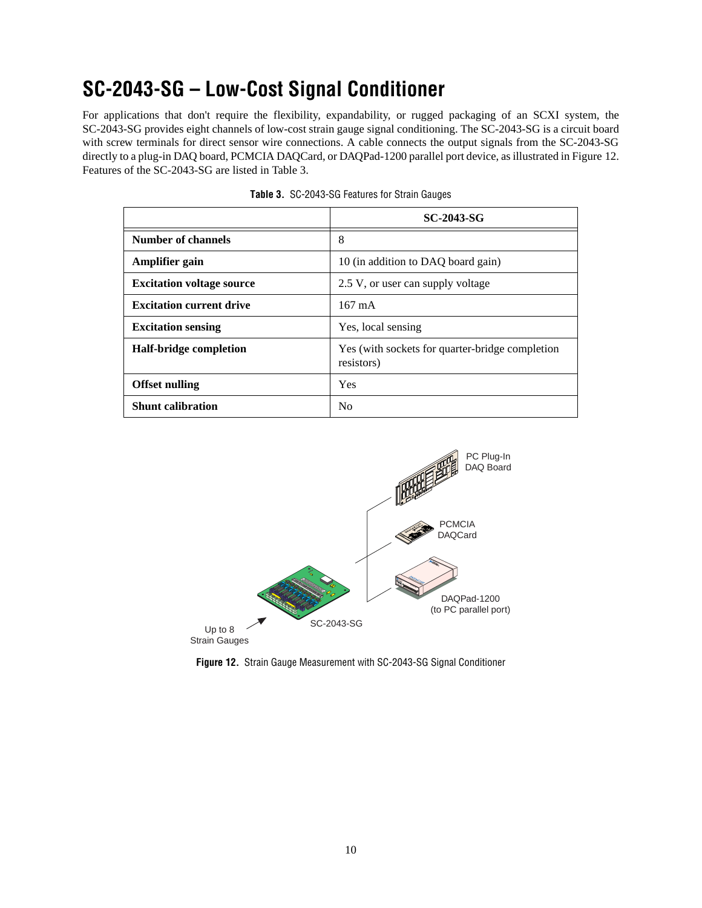# SC-2043-SG – Low-Cost Signal Conditioner

For applications that don't require the flexibility, expandability, or rugged packaging of an SCXI system, the SC-2043-SG provides eight channels of low-cost strain gauge signal conditioning. The SC-2043-SG is a circuit board with screw terminals for direct sensor wire connections. A cable connects the output signals from the SC-2043-SG directly to a plug-in DAQ board, PCMCIA DAQCard, or DAQPad-1200 parallel port device, as illustrated in Figure 12. Features of the SC-2043-SG are listed in Table 3.

**Table 3.** SC-2043-SG Features for Strain Gauges

| | SC-2043-SG |
|---|---|
| **Number of channels** | 8 |
| **Amplifier gain** | 10 (in addition to DAQ board gain) |
| **Excitation voltage source** | 2.5 V, or user can supply voltage |
| **Excitation current drive** | 167 mA |
| **Excitation sensing** | Yes, local sensing |
| **Half-bridge completion** | Yes (with sockets for quarter-bridge completion resistors) |
| **Offset nulling** | Yes |
| **Shunt calibration** | No |

PC Plug-In DAQ Board

PCMCIA DAQCard

DAQPad-1200 (to PC parallel port)

SC-2043-SG

Up to 8 Strain Gauges

**Figure 12.** Strain Gauge Measurement with SC-2043-SG Signal Conditioner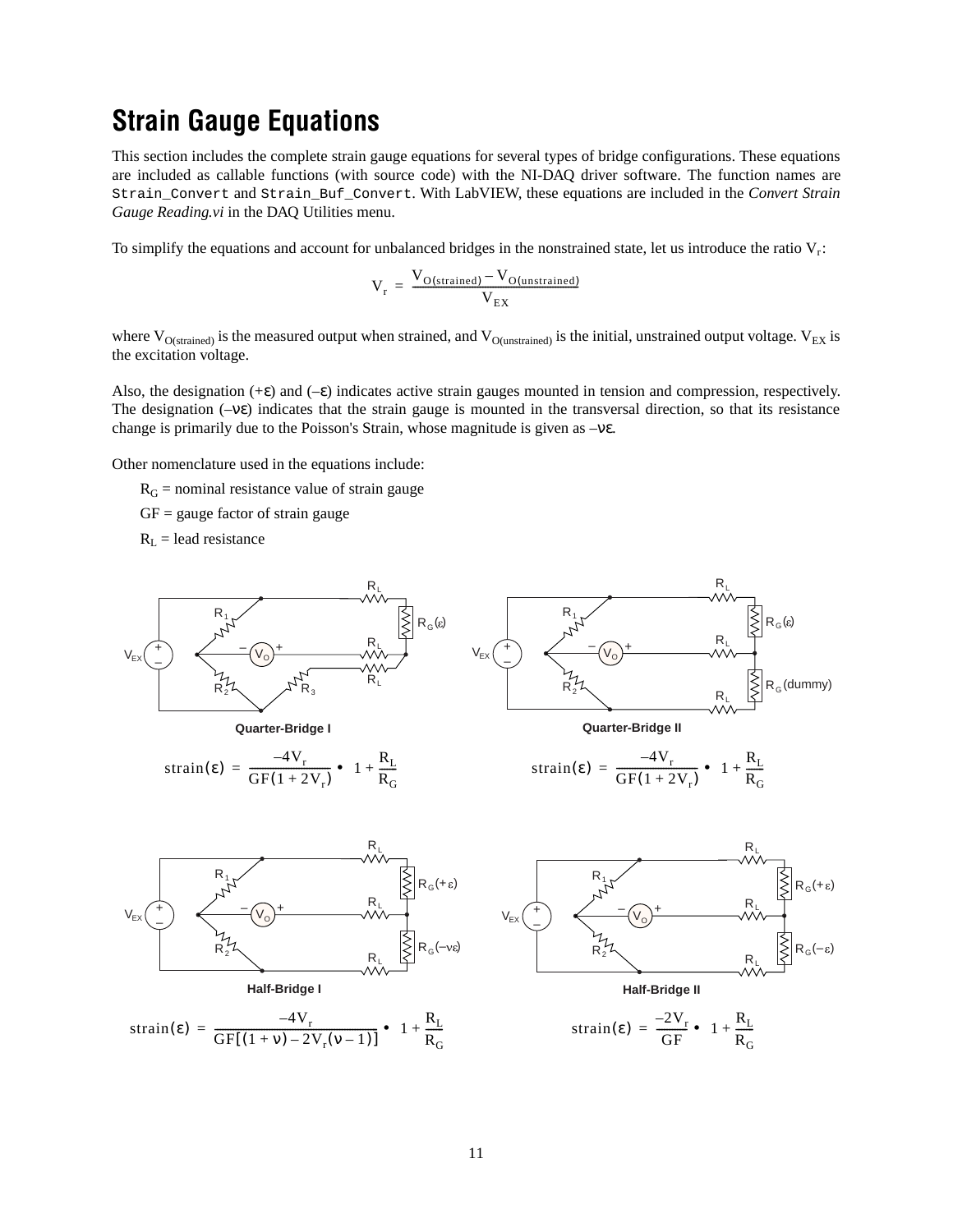# Strain Gauge Equations

This section includes the complete strain gauge equations for several types of bridge configurations. These equations are included as callable functions (with source code) with the NI-DAQ driver software. The function names are `Strain_Convert` and `Strain_Buf_Convert`. With LabVIEW, these equations are included in the *Convert Strain Gauge Reading.vi* in the DAQ Utilities menu.

To simplify the equations and account for unbalanced bridges in the nonstrained state, let us introduce the ratio $V_r$:

$$V_r = \frac{V_{O(strained)} - V_{O(unstrained)}}{V_{EX}}$$

where $V_{O(strained)}$ is the measured output when strained, and $V_{O(unstrained)}$ is the initial, unstrained output voltage. $V_{EX}$ is the excitation voltage.

Also, the designation (+ε) and (–ε) indicates active strain gauges mounted in tension and compression, respectively. The designation (–νε) indicates that the strain gauge is mounted in the transversal direction, so that its resistance change is primarily due to the Poisson's Strain, whose magnitude is given as –νε.

Other nomenclature used in the equations include:

$R_G$ = nominal resistance value of strain gauge

GF = gauge factor of strain gauge

$R_L$ = lead resistance

Quarter-Bridge I

$$\text{strain}(\varepsilon) = \frac{-4V_r}{GF(1 + 2V_r)} \bullet \left(1 + \frac{R_L}{R_G}\right)$$

Quarter-Bridge II

$$\text{strain}(\varepsilon) = \frac{-4V_r}{GF(1 + 2V_r)} \bullet \left(1 + \frac{R_L}{R_G}\right)$$

Half-Bridge I

$$\text{strain}(\varepsilon) = \frac{-4V_r}{GF[(1 + \nu) - 2V_r(\nu - 1)]} \bullet \left(1 + \frac{R_L}{R_G}\right)$$

Half-Bridge II

$$\text{strain}(\varepsilon) = \frac{-2V_r}{GF} \bullet \left(1 + \frac{R_L}{R_G}\right)$$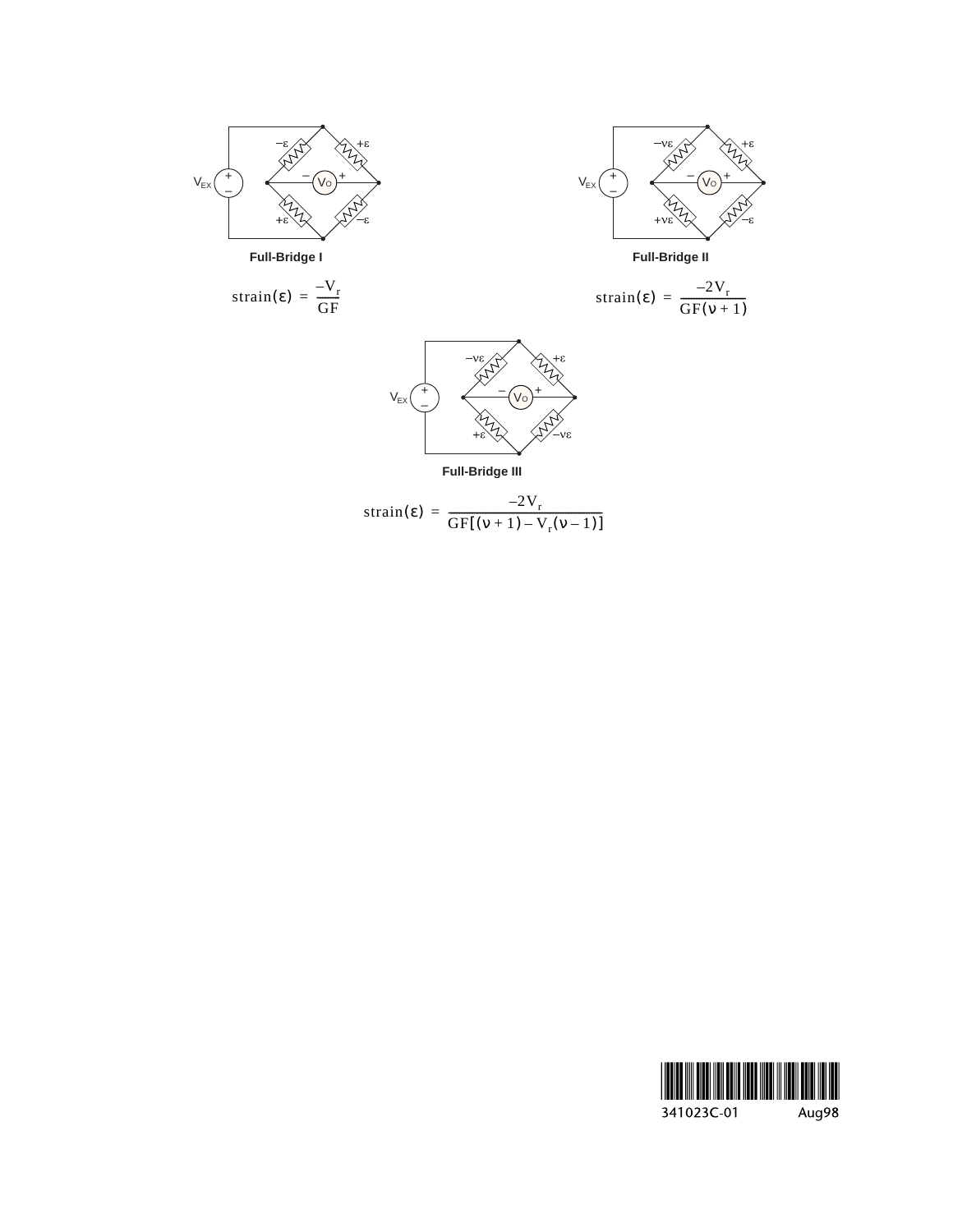$V_{EX}$

$-\varepsilon$ $+\varepsilon$ $+\varepsilon$ $-\varepsilon$

$V_O$

**Full-Bridge I**

$$\text{strain}(\varepsilon) = \frac{-V_r}{GF}$$

$V_{EX}$

$-\nu\varepsilon$ $+\varepsilon$ $+\nu\varepsilon$ $-\varepsilon$

$V_O$

**Full-Bridge II**

$$\text{strain}(\varepsilon) = \frac{-2V_r}{GF(\nu + 1)}$$

$V_{EX}$

$-\nu\varepsilon$ $+\varepsilon$ $+\varepsilon$ $-\nu\varepsilon$

$V_O$

**Full-Bridge III**

$$\text{strain}(\varepsilon) = \frac{-2V_r}{GF[(\nu + 1) - V_r(\nu - 1)]}$$

341023C-01 Aug98